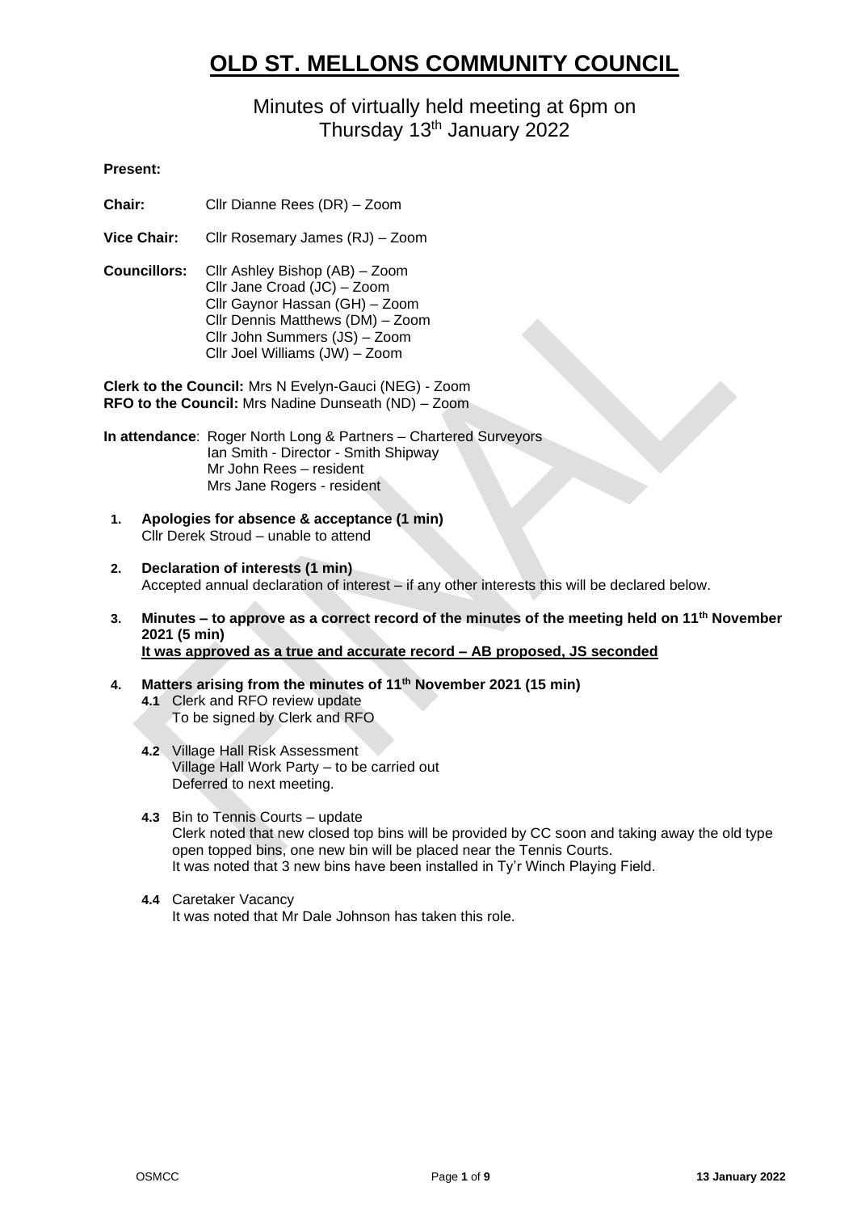# OLD ST. MELLONS COMMUNITY COUNCIL

## Minutes of virtually held meeting at 6pm on Thursday 13th January 2022

**Present:**

**Chair:** Cllr Dianne Rees (DR) – Zoom

**Vice Chair:** Cllr Rosemary James (RJ) – Zoom

**Councillors:** Cllr Ashley Bishop (AB) – Zoom
Cllr Jane Croad (JC) – Zoom
Cllr Gaynor Hassan (GH) – Zoom
Cllr Dennis Matthews (DM) – Zoom
Cllr John Summers (JS) – Zoom
Cllr Joel Williams (JW) – Zoom

**Clerk to the Council:** Mrs N Evelyn-Gauci (NEG) - Zoom
**RFO to the Council:** Mrs Nadine Dunseath (ND) – Zoom

**In attendance**: Roger North Long & Partners – Chartered Surveyors
Ian Smith - Director - Smith Shipway
Mr John Rees – resident
Mrs Jane Rogers - resident

1. **Apologies for absence & acceptance (1 min)**
   Cllr Derek Stroud – unable to attend

2. **Declaration of interests (1 min)**
   Accepted annual declaration of interest – if any other interests this will be declared below.

3. **Minutes – to approve as a correct record of the minutes of the meeting held on 11th November 2021 (5 min)**
   **It was approved as a true and accurate record – AB proposed, JS seconded**

4. **Matters arising from the minutes of 11th November 2021 (15 min)**
   - **4.1** Clerk and RFO review update
     To be signed by Clerk and RFO
   - **4.2** Village Hall Risk Assessment
     Village Hall Work Party – to be carried out
     Deferred to next meeting.
   - **4.3** Bin to Tennis Courts – update
     Clerk noted that new closed top bins will be provided by CC soon and taking away the old type open topped bins, one new bin will be placed near the Tennis Courts.
     It was noted that 3 new bins have been installed in Ty'r Winch Playing Field.
   - **4.4** Caretaker Vacancy
     It was noted that Mr Dale Johnson has taken this role.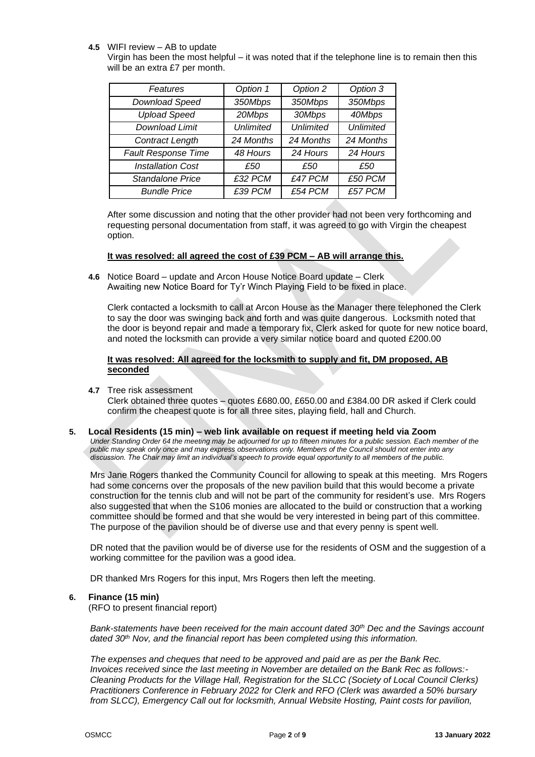**4.5** WIFI review – AB to update

Virgin has been the most helpful – it was noted that if the telephone line is to remain then this will be an extra £7 per month.

| *Features* | *Option 1* | *Option 2* | *Option 3* |
|---|---|---|---|
| *Download Speed* | *350Mbps* | *350Mbps* | *350Mbps* |
| *Upload Speed* | *20Mbps* | *30Mbps* | *40Mbps* |
| *Download Limit* | *Unlimited* | *Unlimited* | *Unlimited* |
| *Contract Length* | *24 Months* | *24 Months* | *24 Months* |
| *Fault Response Time* | *48 Hours* | *24 Hours* | *24 Hours* |
| *Installation Cost* | *£50* | *£50* | *£50* |
| *Standalone Price* | *£32 PCM* | *£47 PCM* | *£50 PCM* |
| *Bundle Price* | *£39 PCM* | *£54 PCM* | *£57 PCM* |

After some discussion and noting that the other provider had not been very forthcoming and requesting personal documentation from staff, it was agreed to go with Virgin the cheapest option.

**It was resolved: all agreed the cost of £39 PCM – AB will arrange this.**

**4.6** Notice Board – update and Arcon House Notice Board update – Clerk

Awaiting new Notice Board for Ty'r Winch Playing Field to be fixed in place.

Clerk contacted a locksmith to call at Arcon House as the Manager there telephoned the Clerk to say the door was swinging back and forth and was quite dangerous. Locksmith noted that the door is beyond repair and made a temporary fix, Clerk asked for quote for new notice board, and noted the locksmith can provide a very similar notice board and quoted £200.00

**It was resolved: All agreed for the locksmith to supply and fit, DM proposed, AB seconded**

**4.7** Tree risk assessment

Clerk obtained three quotes – quotes £680.00, £650.00 and £384.00 DR asked if Clerk could confirm the cheapest quote is for all three sites, playing field, hall and Church.

## 5. Local Residents (15 min) – web link available on request if meeting held via Zoom

*Under Standing Order 64 the meeting may be adjourned for up to fifteen minutes for a public session. Each member of the public may speak only once and may express observations only. Members of the Council should not enter into any discussion. The Chair may limit an individual's speech to provide equal opportunity to all members of the public.*

Mrs Jane Rogers thanked the Community Council for allowing to speak at this meeting. Mrs Rogers had some concerns over the proposals of the new pavilion build that this would become a private construction for the tennis club and will not be part of the community for resident's use. Mrs Rogers also suggested that when the S106 monies are allocated to the build or construction that a working committee should be formed and that she would be very interested in being part of this committee. The purpose of the pavilion should be of diverse use and that every penny is spent well.

DR noted that the pavilion would be of diverse use for the residents of OSM and the suggestion of a working committee for the pavilion was a good idea.

DR thanked Mrs Rogers for this input, Mrs Rogers then left the meeting.

## 6. Finance (15 min)

(RFO to present financial report)

*Bank-statements have been received for the main account dated 30th Dec and the Savings account dated 30th Nov, and the financial report has been completed using this information.*

*The expenses and cheques that need to be approved and paid are as per the Bank Rec. Invoices received since the last meeting in November are detailed on the Bank Rec as follows:- Cleaning Products for the Village Hall, Registration for the SLCC (Society of Local Council Clerks) Practitioners Conference in February 2022 for Clerk and RFO (Clerk was awarded a 50% bursary from SLCC), Emergency Call out for locksmith, Annual Website Hosting, Paint costs for pavilion,*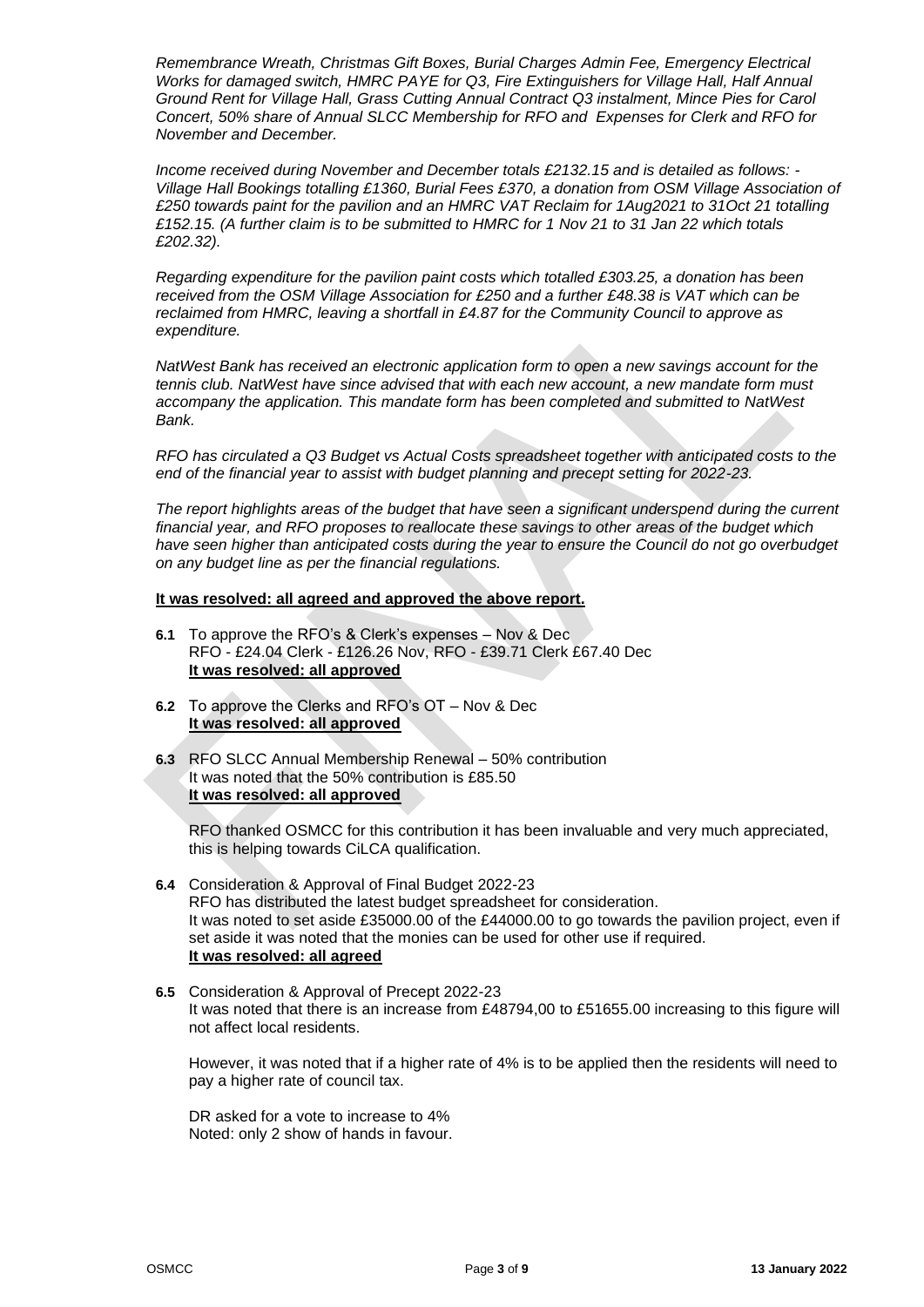*Remembrance Wreath, Christmas Gift Boxes, Burial Charges Admin Fee, Emergency Electrical Works for damaged switch, HMRC PAYE for Q3, Fire Extinguishers for Village Hall, Half Annual Ground Rent for Village Hall, Grass Cutting Annual Contract Q3 instalment, Mince Pies for Carol Concert, 50% share of Annual SLCC Membership for RFO and Expenses for Clerk and RFO for November and December.*

*Income received during November and December totals £2132.15 and is detailed as follows: - Village Hall Bookings totalling £1360, Burial Fees £370, a donation from OSM Village Association of £250 towards paint for the pavilion and an HMRC VAT Reclaim for 1Aug2021 to 31Oct 21 totalling £152.15. (A further claim is to be submitted to HMRC for 1 Nov 21 to 31 Jan 22 which totals £202.32).*

*Regarding expenditure for the pavilion paint costs which totalled £303.25, a donation has been received from the OSM Village Association for £250 and a further £48.38 is VAT which can be reclaimed from HMRC, leaving a shortfall in £4.87 for the Community Council to approve as expenditure.*

*NatWest Bank has received an electronic application form to open a new savings account for the tennis club. NatWest have since advised that with each new account, a new mandate form must accompany the application. This mandate form has been completed and submitted to NatWest Bank.*

*RFO has circulated a Q3 Budget vs Actual Costs spreadsheet together with anticipated costs to the end of the financial year to assist with budget planning and precept setting for 2022-23.*

*The report highlights areas of the budget that have seen a significant underspend during the current financial year, and RFO proposes to reallocate these savings to other areas of the budget which have seen higher than anticipated costs during the year to ensure the Council do not go overbudget on any budget line as per the financial regulations.*

**It was resolved: all agreed and approved the above report.**

**6.1** To approve the RFO's & Clerk's expenses – Nov & Dec
RFO - £24.04 Clerk - £126.26 Nov, RFO - £39.71 Clerk £67.40 Dec
**It was resolved: all approved**

**6.2** To approve the Clerks and RFO's OT – Nov & Dec
**It was resolved: all approved**

**6.3** RFO SLCC Annual Membership Renewal – 50% contribution
It was noted that the 50% contribution is £85.50
**It was resolved: all approved**

RFO thanked OSMCC for this contribution it has been invaluable and very much appreciated, this is helping towards CiLCA qualification.

**6.4** Consideration & Approval of Final Budget 2022-23
RFO has distributed the latest budget spreadsheet for consideration.
It was noted to set aside £35000.00 of the £44000.00 to go towards the pavilion project, even if set aside it was noted that the monies can be used for other use if required.
**It was resolved: all agreed**

**6.5** Consideration & Approval of Precept 2022-23
It was noted that there is an increase from £48794,00 to £51655.00 increasing to this figure will not affect local residents.

However, it was noted that if a higher rate of 4% is to be applied then the residents will need to pay a higher rate of council tax.

DR asked for a vote to increase to 4%
Noted: only 2 show of hands in favour.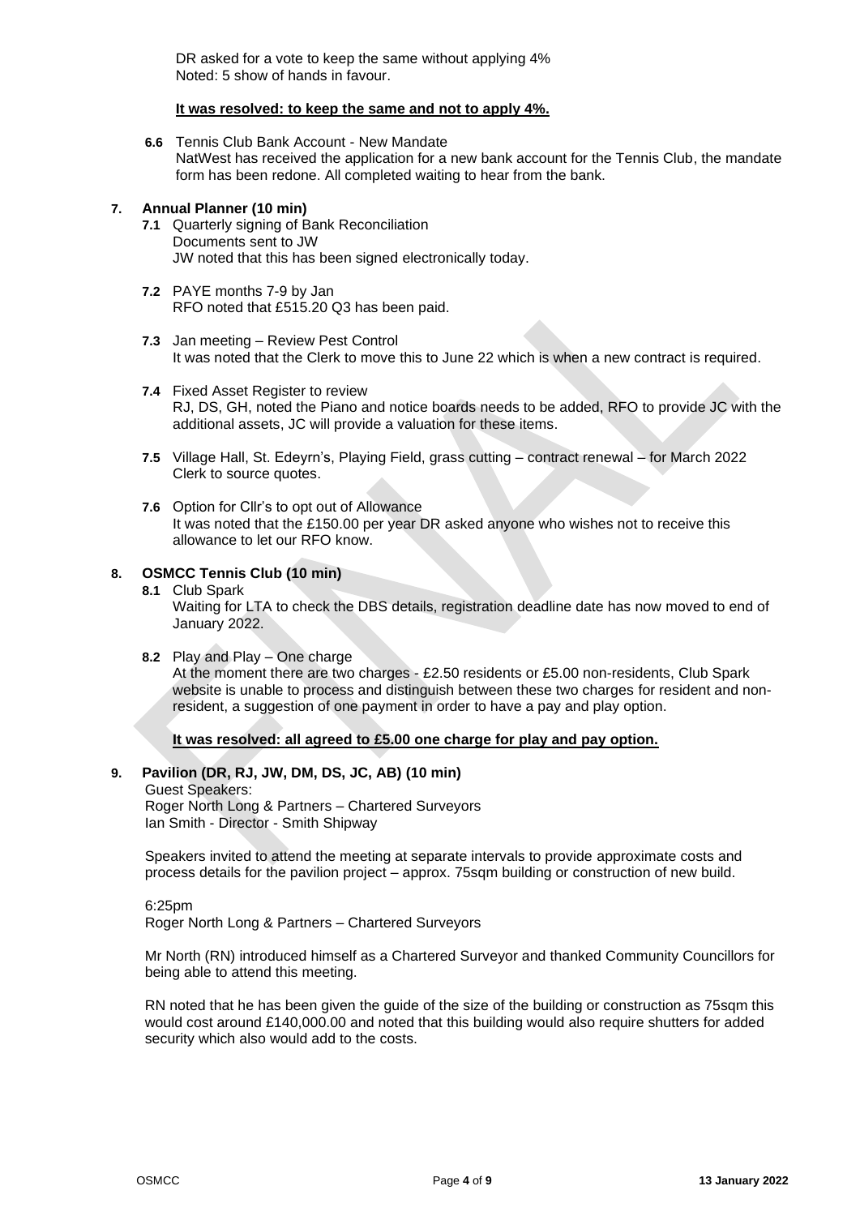DR asked for a vote to keep the same without applying 4%
Noted: 5 show of hands in favour.

**It was resolved: to keep the same and not to apply 4%.**

**6.6** Tennis Club Bank Account - New Mandate
NatWest has received the application for a new bank account for the Tennis Club, the mandate form has been redone. All completed waiting to hear from the bank.

**7. Annual Planner (10 min)**

**7.1** Quarterly signing of Bank Reconciliation
Documents sent to JW
JW noted that this has been signed electronically today.

**7.2** PAYE months 7-9 by Jan
RFO noted that £515.20 Q3 has been paid.

**7.3** Jan meeting – Review Pest Control
It was noted that the Clerk to move this to June 22 which is when a new contract is required.

**7.4** Fixed Asset Register to review
RJ, DS, GH, noted the Piano and notice boards needs to be added, RFO to provide JC with the additional assets, JC will provide a valuation for these items.

**7.5** Village Hall, St. Edeyrn's, Playing Field, grass cutting – contract renewal – for March 2022
Clerk to source quotes.

**7.6** Option for Cllr's to opt out of Allowance
It was noted that the £150.00 per year DR asked anyone who wishes not to receive this allowance to let our RFO know.

**8. OSMCC Tennis Club (10 min)**

**8.1** Club Spark
Waiting for LTA to check the DBS details, registration deadline date has now moved to end of January 2022.

**8.2** Play and Play – One charge
At the moment there are two charges - £2.50 residents or £5.00 non-residents, Club Spark website is unable to process and distinguish between these two charges for resident and non-resident, a suggestion of one payment in order to have a pay and play option.

**It was resolved: all agreed to £5.00 one charge for play and pay option.**

**9. Pavilion (DR, RJ, JW, DM, DS, JC, AB) (10 min)**

Guest Speakers:
Roger North Long & Partners – Chartered Surveyors
Ian Smith - Director - Smith Shipway

Speakers invited to attend the meeting at separate intervals to provide approximate costs and process details for the pavilion project – approx. 75sqm building or construction of new build.

6:25pm
Roger North Long & Partners – Chartered Surveyors

Mr North (RN) introduced himself as a Chartered Surveyor and thanked Community Councillors for being able to attend this meeting.

RN noted that he has been given the guide of the size of the building or construction as 75sqm this would cost around £140,000.00 and noted that this building would also require shutters for added security which also would add to the costs.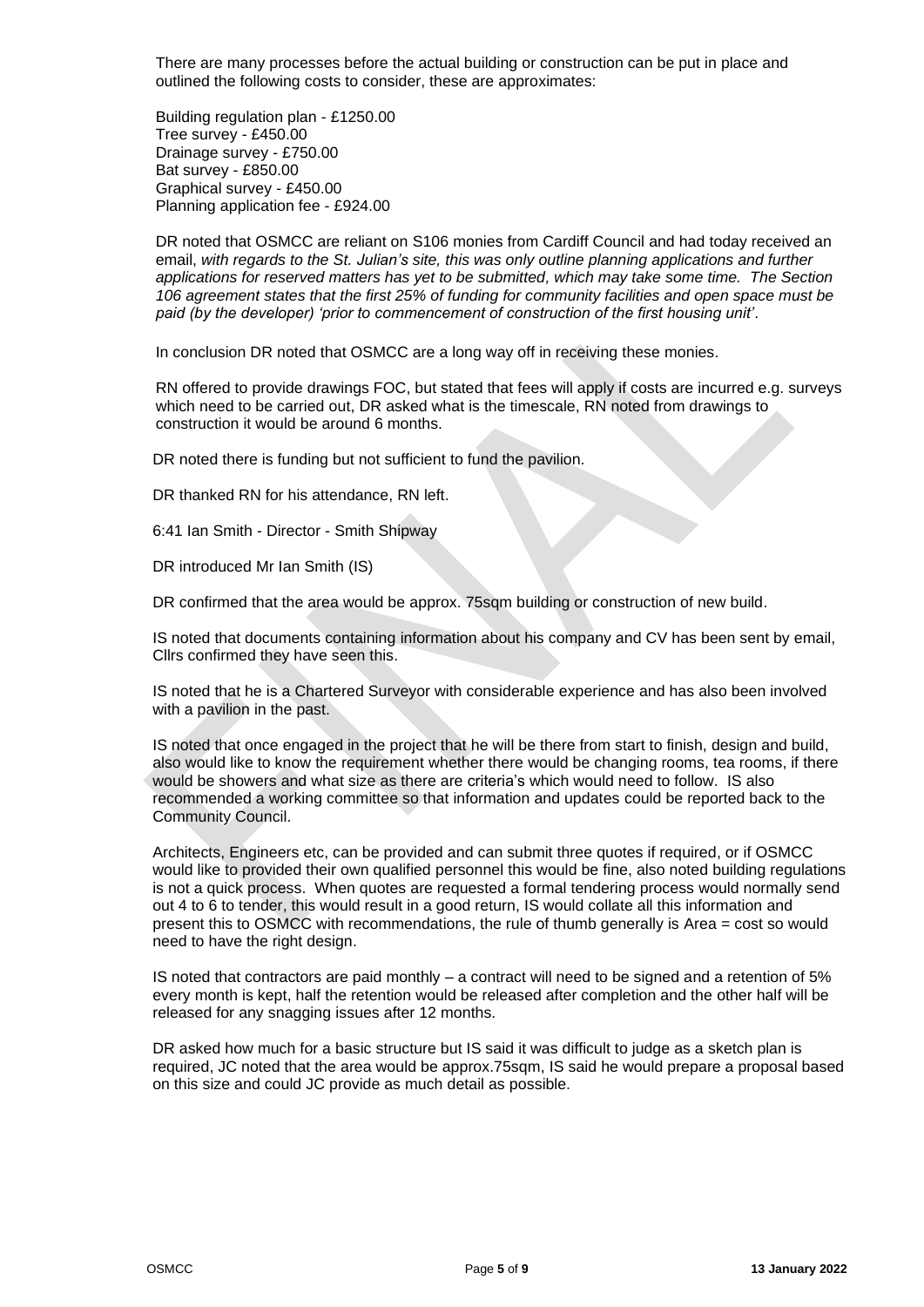There are many processes before the actual building or construction can be put in place and outlined the following costs to consider, these are approximates:

Building regulation plan - £1250.00
Tree survey - £450.00
Drainage survey - £750.00
Bat survey - £850.00
Graphical survey - £450.00
Planning application fee - £924.00

DR noted that OSMCC are reliant on S106 monies from Cardiff Council and had today received an email, *with regards to the St. Julian's site, this was only outline planning applications and further applications for reserved matters has yet to be submitted, which may take some time. The Section 106 agreement states that the first 25% of funding for community facilities and open space must be paid (by the developer) 'prior to commencement of construction of the first housing unit'*.

In conclusion DR noted that OSMCC are a long way off in receiving these monies.

RN offered to provide drawings FOC, but stated that fees will apply if costs are incurred e.g. surveys which need to be carried out, DR asked what is the timescale, RN noted from drawings to construction it would be around 6 months.

DR noted there is funding but not sufficient to fund the pavilion.

DR thanked RN for his attendance, RN left.

6:41 Ian Smith - Director - Smith Shipway

DR introduced Mr Ian Smith (IS)

DR confirmed that the area would be approx. 75sqm building or construction of new build.

IS noted that documents containing information about his company and CV has been sent by email, Cllrs confirmed they have seen this.

IS noted that he is a Chartered Surveyor with considerable experience and has also been involved with a pavilion in the past.

IS noted that once engaged in the project that he will be there from start to finish, design and build, also would like to know the requirement whether there would be changing rooms, tea rooms, if there would be showers and what size as there are criteria's which would need to follow. IS also recommended a working committee so that information and updates could be reported back to the Community Council.

Architects, Engineers etc, can be provided and can submit three quotes if required, or if OSMCC would like to provided their own qualified personnel this would be fine, also noted building regulations is not a quick process. When quotes are requested a formal tendering process would normally send out 4 to 6 to tender, this would result in a good return, IS would collate all this information and present this to OSMCC with recommendations, the rule of thumb generally is Area = cost so would need to have the right design.

IS noted that contractors are paid monthly – a contract will need to be signed and a retention of 5% every month is kept, half the retention would be released after completion and the other half will be released for any snagging issues after 12 months.

DR asked how much for a basic structure but IS said it was difficult to judge as a sketch plan is required, JC noted that the area would be approx.75sqm, IS said he would prepare a proposal based on this size and could JC provide as much detail as possible.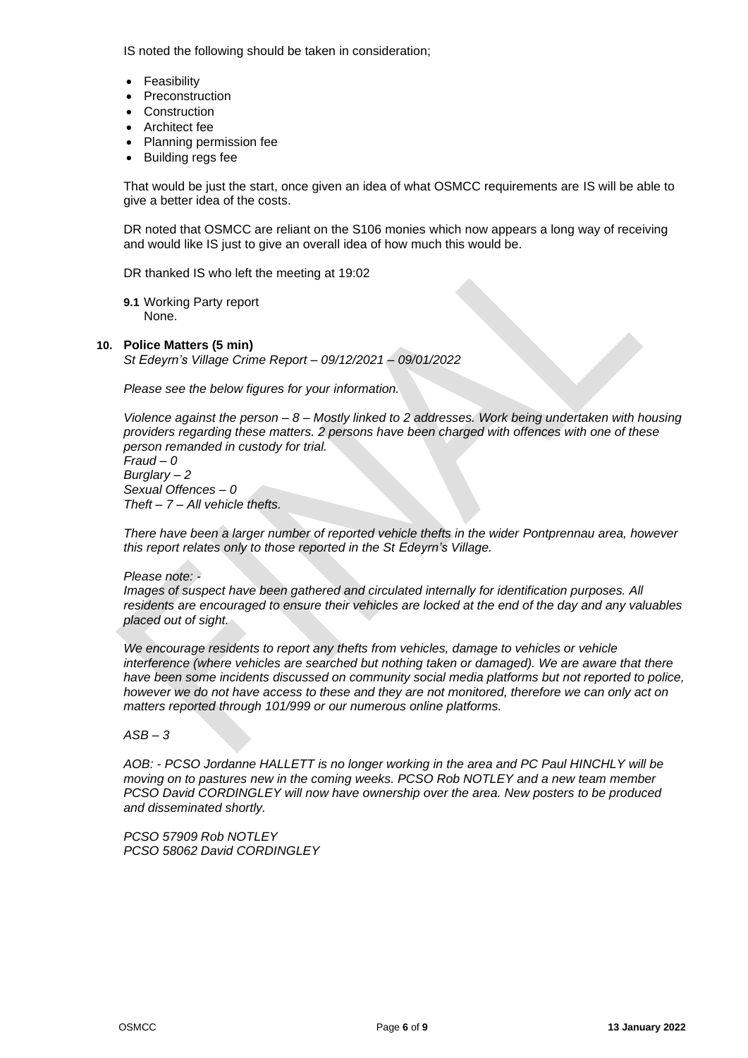IS noted the following should be taken in consideration;

- Feasibility
- Preconstruction
- Construction
- Architect fee
- Planning permission fee
- Building regs fee

That would be just the start, once given an idea of what OSMCC requirements are IS will be able to give a better idea of the costs.

DR noted that OSMCC are reliant on the S106 monies which now appears a long way of receiving and would like IS just to give an overall idea of how much this would be.

DR thanked IS who left the meeting at 19:02

**9.1** Working Party report
None.

## 10. Police Matters (5 min)

*St Edeyrn's Village Crime Report – 09/12/2021 – 09/01/2022*

*Please see the below figures for your information.*

*Violence against the person – 8 – Mostly linked to 2 addresses. Work being undertaken with housing providers regarding these matters. 2 persons have been charged with offences with one of these person remanded in custody for trial.*
*Fraud – 0*
*Burglary – 2*
*Sexual Offences – 0*
*Theft – 7 – All vehicle thefts.*

*There have been a larger number of reported vehicle thefts in the wider Pontprennau area, however this report relates only to those reported in the St Edeyrn's Village.*

*Please note: -*
*Images of suspect have been gathered and circulated internally for identification purposes. All residents are encouraged to ensure their vehicles are locked at the end of the day and any valuables placed out of sight.*

*We encourage residents to report any thefts from vehicles, damage to vehicles or vehicle interference (where vehicles are searched but nothing taken or damaged). We are aware that there have been some incidents discussed on community social media platforms but not reported to police, however we do not have access to these and they are not monitored, therefore we can only act on matters reported through 101/999 or our numerous online platforms.*

*ASB – 3*

*AOB: - PCSO Jordanne HALLETT is no longer working in the area and PC Paul HINCHLY will be moving on to pastures new in the coming weeks. PCSO Rob NOTLEY and a new team member PCSO David CORDINGLEY will now have ownership over the area. New posters to be produced and disseminated shortly.*

*PCSO 57909 Rob NOTLEY*
*PCSO 58062 David CORDINGLEY*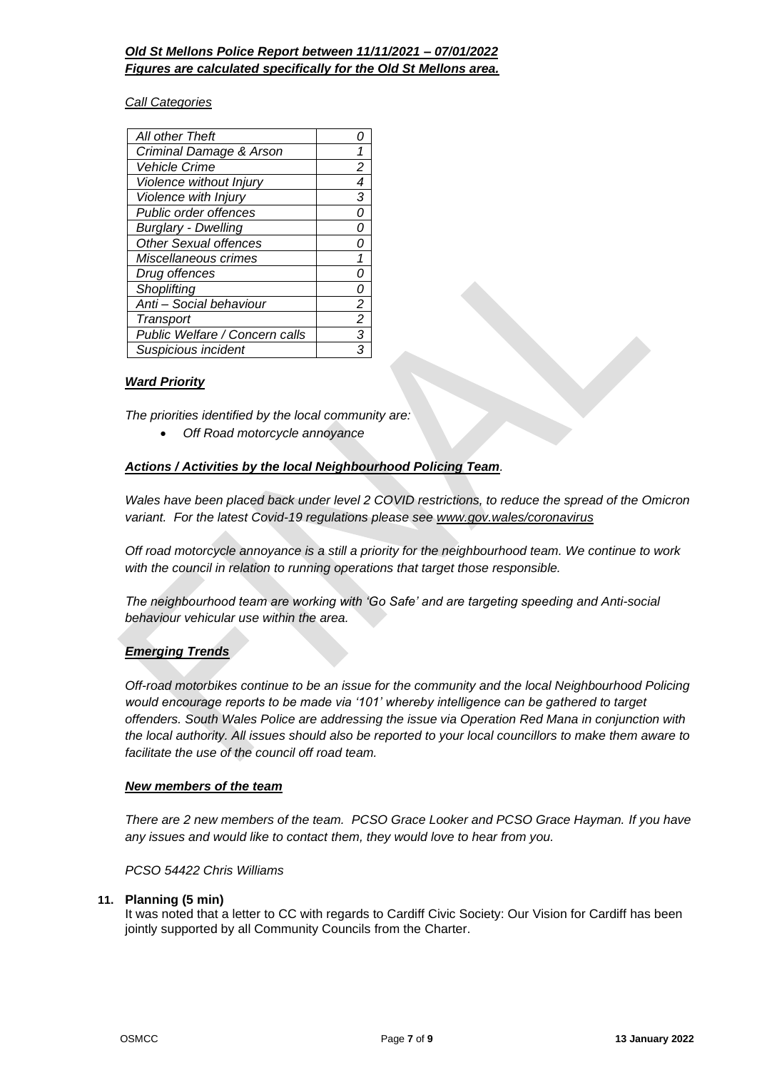***Old St Mellons Police Report between 11/11/2021 – 07/01/2022***
***Figures are calculated specifically for the Old St Mellons area.***

*Call Categories*

| | |
|---|---|
| *All other Theft* | *0* |
| *Criminal Damage & Arson* | *1* |
| *Vehicle Crime* | *2* |
| *Violence without Injury* | *4* |
| *Violence with Injury* | *3* |
| *Public order offences* | *0* |
| *Burglary - Dwelling* | *0* |
| *Other Sexual offences* | *0* |
| *Miscellaneous crimes* | *1* |
| *Drug offences* | *0* |
| *Shoplifting* | *0* |
| *Anti – Social behaviour* | *2* |
| *Transport* | *2* |
| *Public Welfare / Concern calls* | *3* |
| *Suspicious incident* | *3* |

***Ward Priority***

*The priorities identified by the local community are:*

- *Off Road motorcycle annoyance*

***Actions / Activities by the local Neighbourhood Policing Team***.

*Wales have been placed back under level 2 COVID restrictions, to reduce the spread of the Omicron variant. For the latest Covid-19 regulations please see www.gov.wales/coronavirus*

*Off road motorcycle annoyance is a still a priority for the neighbourhood team. We continue to work with the council in relation to running operations that target those responsible.*

*The neighbourhood team are working with 'Go Safe' and are targeting speeding and Anti-social behaviour vehicular use within the area.*

***Emerging Trends***

*Off-road motorbikes continue to be an issue for the community and the local Neighbourhood Policing would encourage reports to be made via '101' whereby intelligence can be gathered to target offenders. South Wales Police are addressing the issue via Operation Red Mana in conjunction with the local authority. All issues should also be reported to your local councillors to make them aware to facilitate the use of the council off road team.*

***New members of the team***

*There are 2 new members of the team. PCSO Grace Looker and PCSO Grace Hayman. If you have any issues and would like to contact them, they would love to hear from you.*

*PCSO 54422 Chris Williams*

**11. Planning (5 min)**
It was noted that a letter to CC with regards to Cardiff Civic Society: Our Vision for Cardiff has been jointly supported by all Community Councils from the Charter.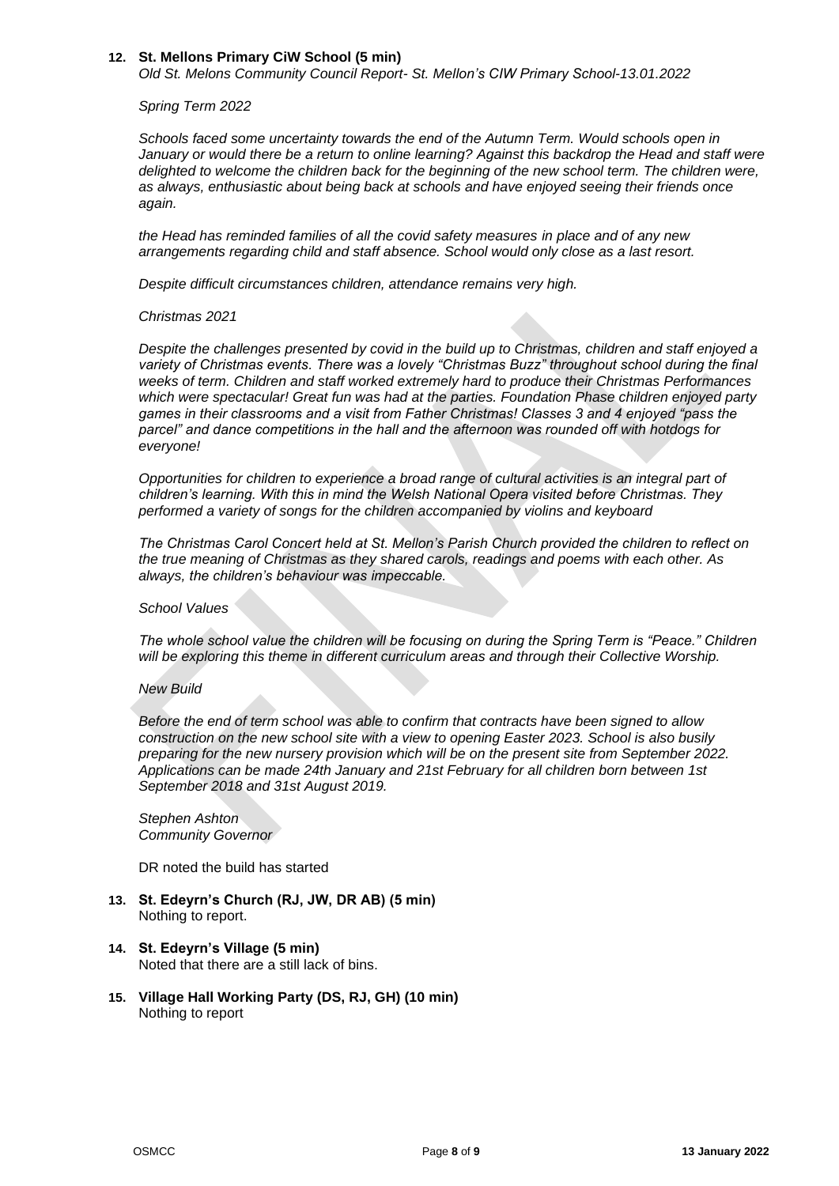**12. St. Mellons Primary CiW School (5 min)**

*Old St. Melons Community Council Report- St. Mellon's CIW Primary School-13.01.2022*

*Spring Term 2022*

*Schools faced some uncertainty towards the end of the Autumn Term. Would schools open in January or would there be a return to online learning? Against this backdrop the Head and staff were delighted to welcome the children back for the beginning of the new school term. The children were, as always, enthusiastic about being back at schools and have enjoyed seeing their friends once again.*

*the Head has reminded families of all the covid safety measures in place and of any new arrangements regarding child and staff absence. School would only close as a last resort.*

*Despite difficult circumstances children, attendance remains very high.*

*Christmas 2021*

*Despite the challenges presented by covid in the build up to Christmas, children and staff enjoyed a variety of Christmas events. There was a lovely "Christmas Buzz" throughout school during the final weeks of term. Children and staff worked extremely hard to produce their Christmas Performances which were spectacular! Great fun was had at the parties. Foundation Phase children enjoyed party games in their classrooms and a visit from Father Christmas! Classes 3 and 4 enjoyed "pass the parcel" and dance competitions in the hall and the afternoon was rounded off with hotdogs for everyone!*

*Opportunities for children to experience a broad range of cultural activities is an integral part of children's learning. With this in mind the Welsh National Opera visited before Christmas. They performed a variety of songs for the children accompanied by violins and keyboard*

*The Christmas Carol Concert held at St. Mellon's Parish Church provided the children to reflect on the true meaning of Christmas as they shared carols, readings and poems with each other. As always, the children's behaviour was impeccable.*

*School Values*

*The whole school value the children will be focusing on during the Spring Term is "Peace." Children will be exploring this theme in different curriculum areas and through their Collective Worship.*

*New Build*

*Before the end of term school was able to confirm that contracts have been signed to allow construction on the new school site with a view to opening Easter 2023. School is also busily preparing for the new nursery provision which will be on the present site from September 2022. Applications can be made 24th January and 21st February for all children born between 1st September 2018 and 31st August 2019.*

*Stephen Ashton*
*Community Governor*

DR noted the build has started

**13. St. Edeyrn's Church (RJ, JW, DR AB) (5 min)**

Nothing to report.

**14. St. Edeyrn's Village (5 min)**

Noted that there are a still lack of bins.

**15. Village Hall Working Party (DS, RJ, GH) (10 min)**

Nothing to report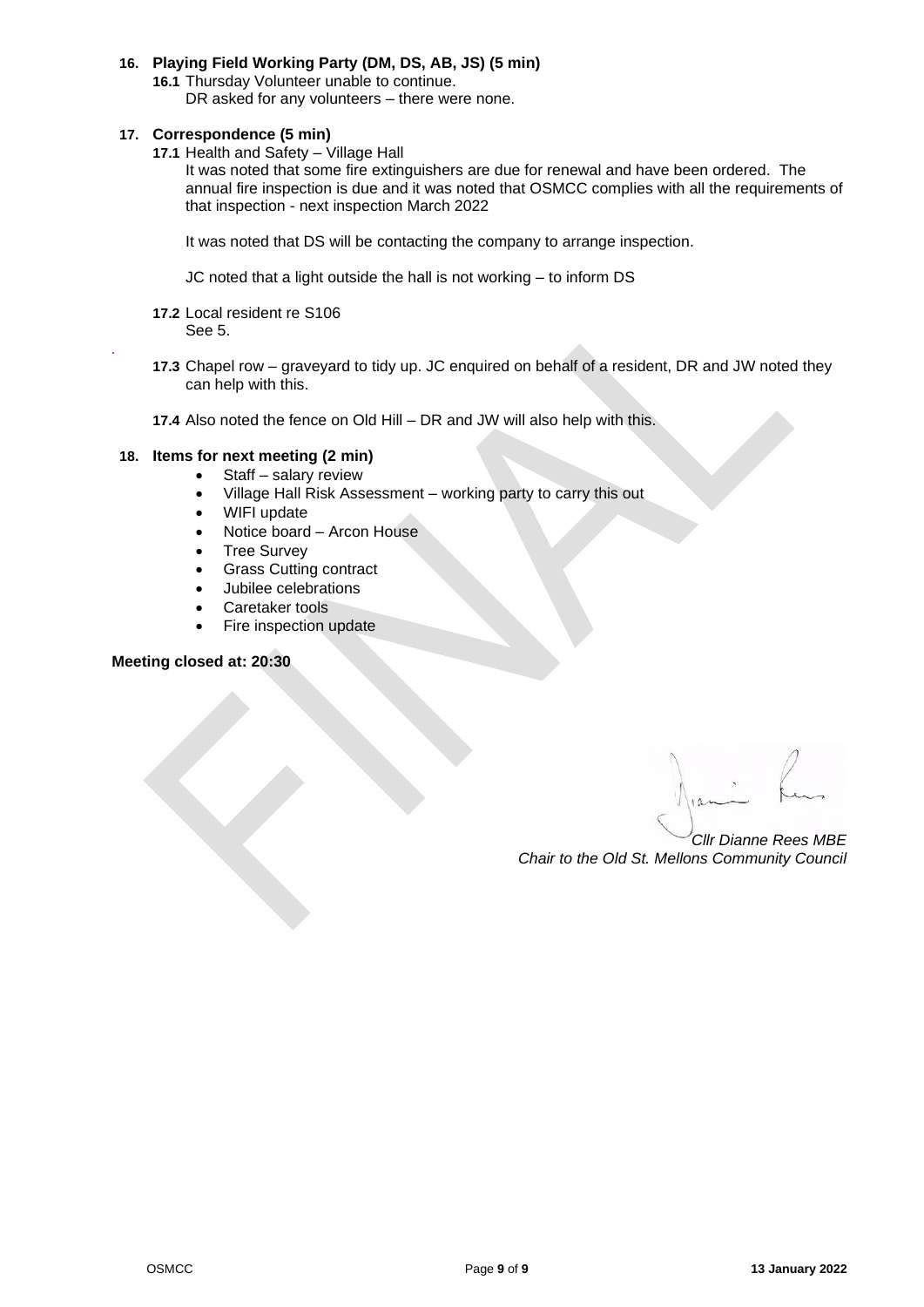**16. Playing Field Working Party (DM, DS, AB, JS) (5 min)**

**16.1** Thursday Volunteer unable to continue.
DR asked for any volunteers – there were none.

**17. Correspondence (5 min)**

**17.1** Health and Safety – Village Hall
It was noted that some fire extinguishers are due for renewal and have been ordered. The annual fire inspection is due and it was noted that OSMCC complies with all the requirements of that inspection - next inspection March 2022

It was noted that DS will be contacting the company to arrange inspection.

JC noted that a light outside the hall is not working – to inform DS

**17.2** Local resident re S106
See 5.

**17.3** Chapel row – graveyard to tidy up. JC enquired on behalf of a resident, DR and JW noted they can help with this.

**17.4** Also noted the fence on Old Hill – DR and JW will also help with this.

**18. Items for next meeting (2 min)**

- Staff – salary review
- Village Hall Risk Assessment – working party to carry this out
- WIFI update
- Notice board – Arcon House
- Tree Survey
- Grass Cutting contract
- Jubilee celebrations
- Caretaker tools
- Fire inspection update

**Meeting closed at: 20:30**

*Cllr Dianne Rees MBE*
*Chair to the Old St. Mellons Community Council*